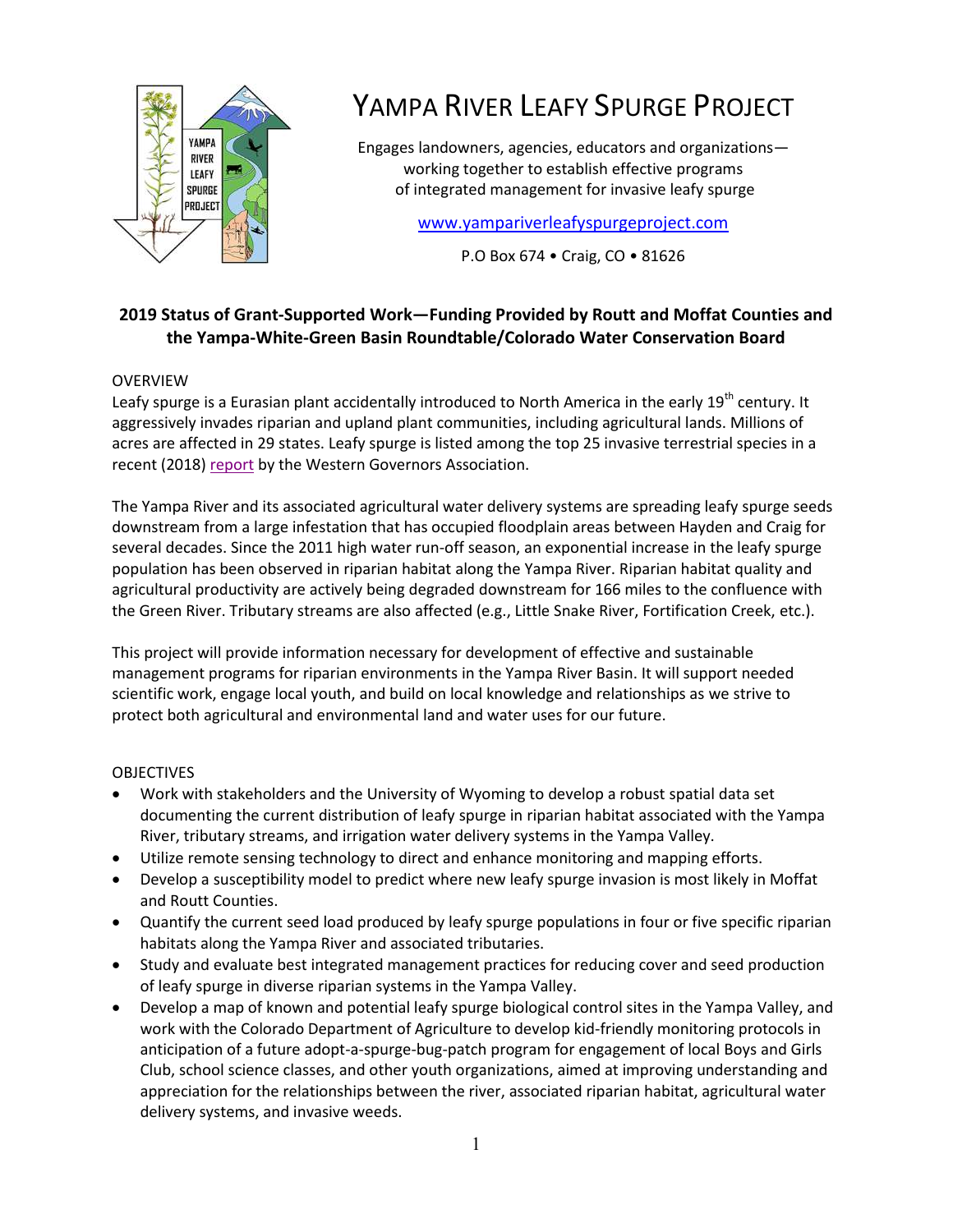# YAMPA RIVER LEAFY SPURGE PROJECT

Engages landowners, agencies, educators and organizations—
working together to establish effective programs
of integrated management for invasive leafy spurge

www.yampariverleafyspurgeproject.com

P.O Box 674 • Craig, CO • 81626

## 2019 Status of Grant-Supported Work—Funding Provided by Routt and Moffat Counties and the Yampa-White-Green Basin Roundtable/Colorado Water Conservation Board

### OVERVIEW

Leafy spurge is a Eurasian plant accidentally introduced to North America in the early 19th century. It aggressively invades riparian and upland plant communities, including agricultural lands. Millions of acres are affected in 29 states. Leafy spurge is listed among the top 25 invasive terrestrial species in a recent (2018) report by the Western Governors Association.

The Yampa River and its associated agricultural water delivery systems are spreading leafy spurge seeds downstream from a large infestation that has occupied floodplain areas between Hayden and Craig for several decades. Since the 2011 high water run-off season, an exponential increase in the leafy spurge population has been observed in riparian habitat along the Yampa River. Riparian habitat quality and agricultural productivity are actively being degraded downstream for 166 miles to the confluence with the Green River. Tributary streams are also affected (e.g., Little Snake River, Fortification Creek, etc.).

This project will provide information necessary for development of effective and sustainable management programs for riparian environments in the Yampa River Basin. It will support needed scientific work, engage local youth, and build on local knowledge and relationships as we strive to protect both agricultural and environmental land and water uses for our future.

### OBJECTIVES

- Work with stakeholders and the University of Wyoming to develop a robust spatial data set documenting the current distribution of leafy spurge in riparian habitat associated with the Yampa River, tributary streams, and irrigation water delivery systems in the Yampa Valley.
- Utilize remote sensing technology to direct and enhance monitoring and mapping efforts.
- Develop a susceptibility model to predict where new leafy spurge invasion is most likely in Moffat and Routt Counties.
- Quantify the current seed load produced by leafy spurge populations in four or five specific riparian habitats along the Yampa River and associated tributaries.
- Study and evaluate best integrated management practices for reducing cover and seed production of leafy spurge in diverse riparian systems in the Yampa Valley.
- Develop a map of known and potential leafy spurge biological control sites in the Yampa Valley, and work with the Colorado Department of Agriculture to develop kid-friendly monitoring protocols in anticipation of a future adopt-a-spurge-bug-patch program for engagement of local Boys and Girls Club, school science classes, and other youth organizations, aimed at improving understanding and appreciation for the relationships between the river, associated riparian habitat, agricultural water delivery systems, and invasive weeds.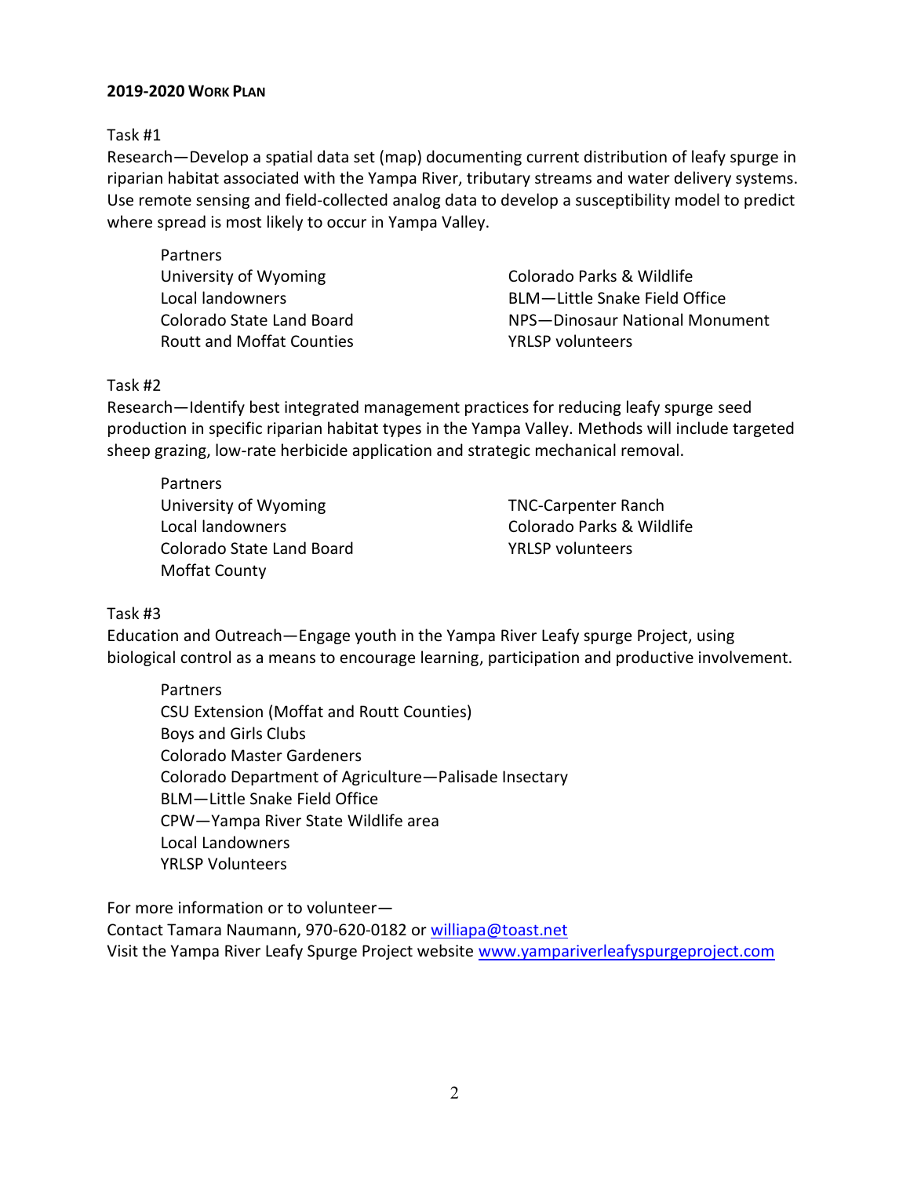**2019-2020 WORK PLAN**

Task #1

Research—Develop a spatial data set (map) documenting current distribution of leafy spurge in riparian habitat associated with the Yampa River, tributary streams and water delivery systems. Use remote sensing and field-collected analog data to develop a susceptibility model to predict where spread is most likely to occur in Yampa Valley.

Partners

- University of Wyoming
- Local landowners
- Colorado State Land Board
- Routt and Moffat Counties
- Colorado Parks & Wildlife
- BLM—Little Snake Field Office
- NPS—Dinosaur National Monument
- YRLSP volunteers

Task #2

Research—Identify best integrated management practices for reducing leafy spurge seed production in specific riparian habitat types in the Yampa Valley. Methods will include targeted sheep grazing, low-rate herbicide application and strategic mechanical removal.

Partners

- University of Wyoming
- Local landowners
- Colorado State Land Board
- Moffat County
- TNC-Carpenter Ranch
- Colorado Parks & Wildlife
- YRLSP volunteers

Task #3

Education and Outreach—Engage youth in the Yampa River Leafy spurge Project, using biological control as a means to encourage learning, participation and productive involvement.

Partners

- CSU Extension (Moffat and Routt Counties)
- Boys and Girls Clubs
- Colorado Master Gardeners
- Colorado Department of Agriculture—Palisade Insectary
- BLM—Little Snake Field Office
- CPW—Yampa River State Wildlife area
- Local Landowners
- YRLSP Volunteers

For more information or to volunteer—
Contact Tamara Naumann, 970-620-0182 or williapa@toast.net
Visit the Yampa River Leafy Spurge Project website www.yampariverleafyspurgeproject.com